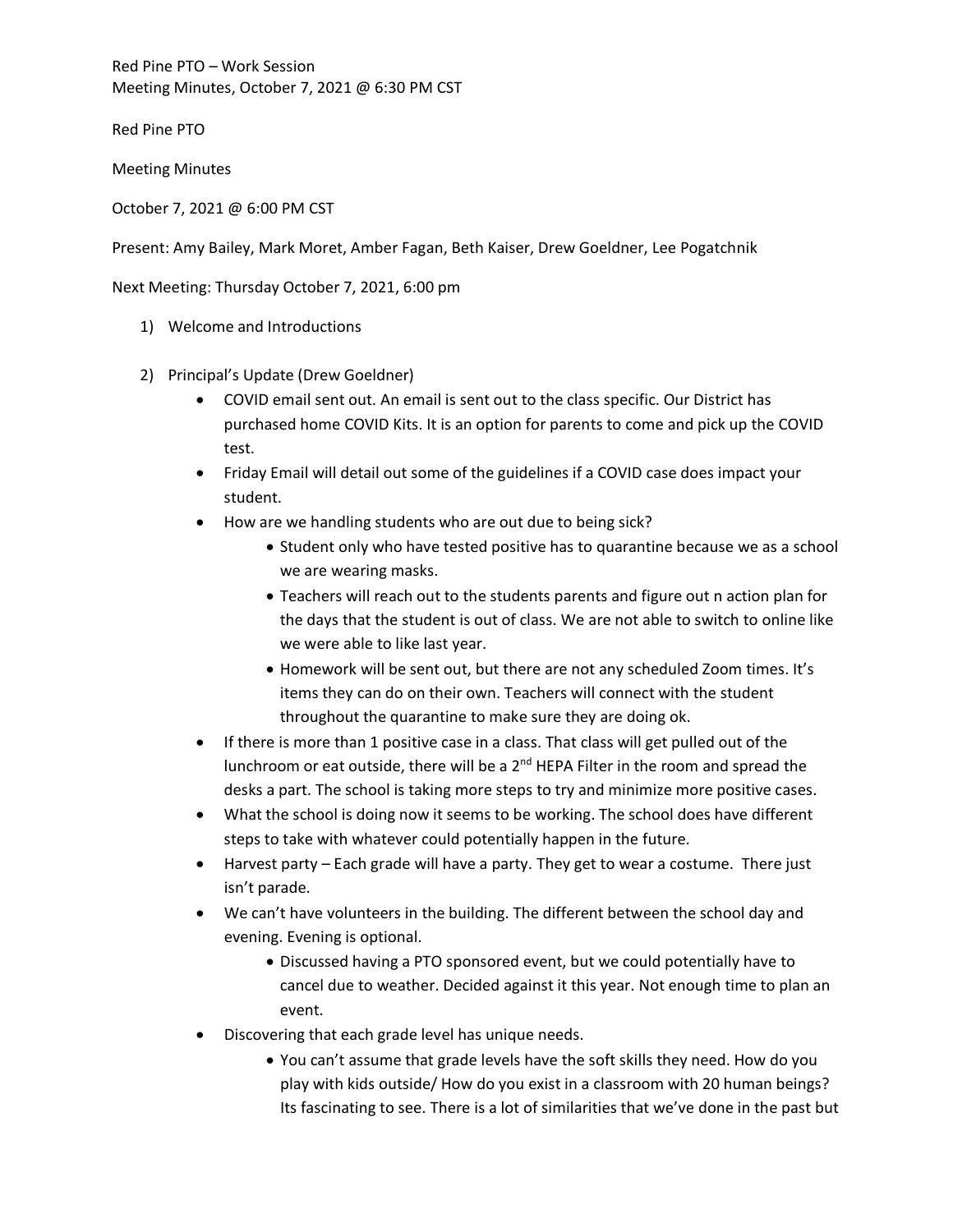Red Pine PTO – Work Session
Meeting Minutes, October 7, 2021 @ 6:30 PM CST

Red Pine PTO

Meeting Minutes

October 7, 2021 @ 6:00 PM CST

Present: Amy Bailey, Mark Moret, Amber Fagan, Beth Kaiser, Drew Goeldner, Lee Pogatchnik

Next Meeting: Thursday October 7, 2021, 6:00 pm

1) Welcome and Introductions

2) Principal's Update (Drew Goeldner)
    - COVID email sent out. An email is sent out to the class specific. Our District has purchased home COVID Kits. It is an option for parents to come and pick up the COVID test.
    - Friday Email will detail out some of the guidelines if a COVID case does impact your student.
    - How are we handling students who are out due to being sick?
        - Student only who have tested positive has to quarantine because we as a school we are wearing masks.
        - Teachers will reach out to the students parents and figure out n action plan for the days that the student is out of class. We are not able to switch to online like we were able to like last year.
        - Homework will be sent out, but there are not any scheduled Zoom times. It's items they can do on their own. Teachers will connect with the student throughout the quarantine to make sure they are doing ok.
    - If there is more than 1 positive case in a class. That class will get pulled out of the lunchroom or eat outside, there will be a 2nd HEPA Filter in the room and spread the desks a part. The school is taking more steps to try and minimize more positive cases.
    - What the school is doing now it seems to be working. The school does have different steps to take with whatever could potentially happen in the future.
    - Harvest party – Each grade will have a party. They get to wear a costume. There just isn't parade.
    - We can't have volunteers in the building. The different between the school day and evening. Evening is optional.
        - Discussed having a PTO sponsored event, but we could potentially have to cancel due to weather. Decided against it this year. Not enough time to plan an event.
    - Discovering that each grade level has unique needs.
        - You can't assume that grade levels have the soft skills they need. How do you play with kids outside/ How do you exist in a classroom with 20 human beings? Its fascinating to see. There is a lot of similarities that we've done in the past but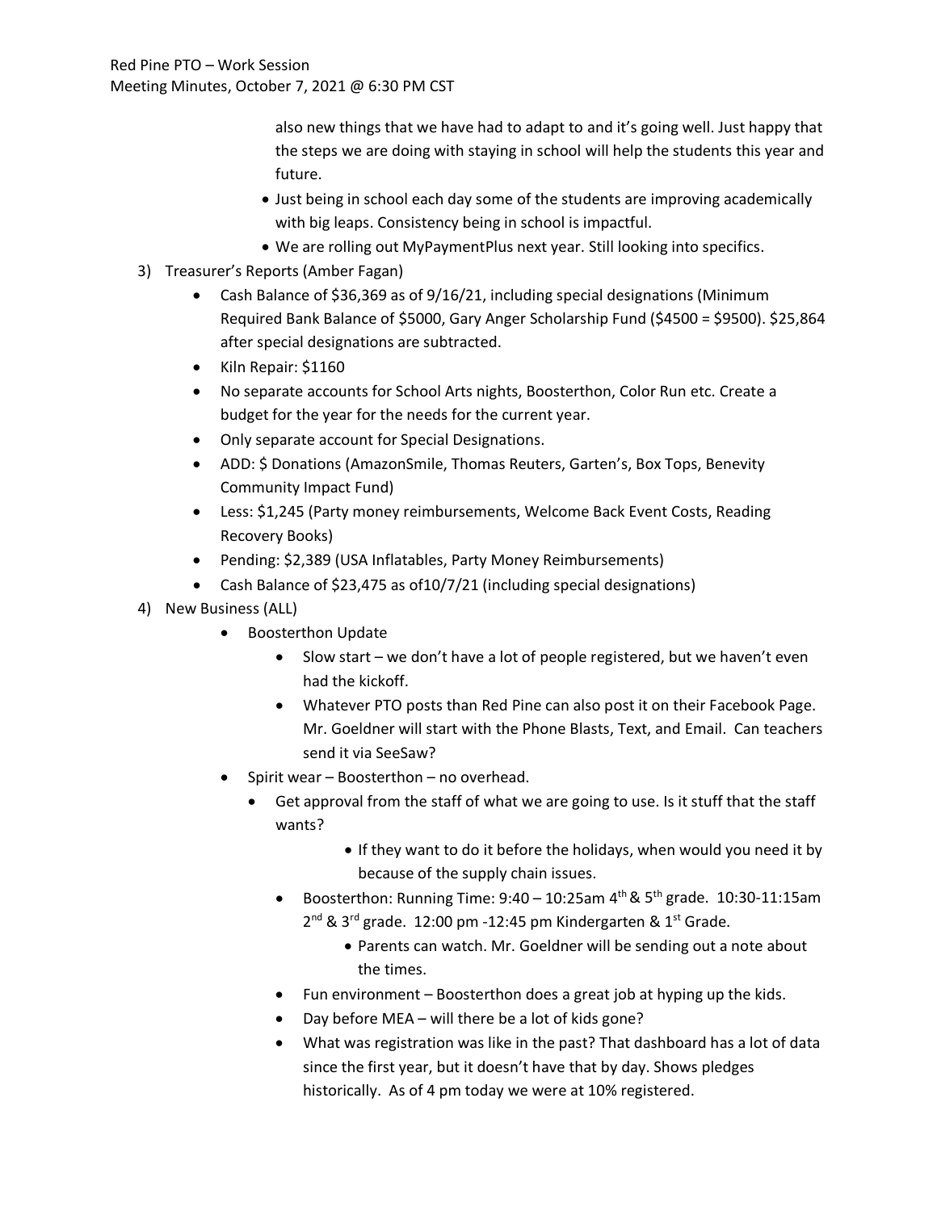also new things that we have had to adapt to and it's going well. Just happy that the steps we are doing with staying in school will help the students this year and future.

- Just being in school each day some of the students are improving academically with big leaps. Consistency being in school is impactful.
- We are rolling out MyPaymentPlus next year. Still looking into specifics.

3) Treasurer's Reports (Amber Fagan)
   - Cash Balance of $36,369 as of 9/16/21, including special designations (Minimum Required Bank Balance of $5000, Gary Anger Scholarship Fund ($4500 = $9500). $25,864 after special designations are subtracted.
   - Kiln Repair: $1160
   - No separate accounts for School Arts nights, Boosterthon, Color Run etc. Create a budget for the year for the needs for the current year.
   - Only separate account for Special Designations.
   - ADD: $ Donations (AmazonSmile, Thomas Reuters, Garten's, Box Tops, Benevity Community Impact Fund)
   - Less: $1,245 (Party money reimbursements, Welcome Back Event Costs, Reading Recovery Books)
   - Pending: $2,389 (USA Inflatables, Party Money Reimbursements)
   - Cash Balance of $23,475 as of10/7/21 (including special designations)
4) New Business (ALL)
   - Boosterthon Update
     - Slow start – we don't have a lot of people registered, but we haven't even had the kickoff.
     - Whatever PTO posts than Red Pine can also post it on their Facebook Page. Mr. Goeldner will start with the Phone Blasts, Text, and Email. Can teachers send it via SeeSaw?
   - Spirit wear – Boosterthon – no overhead.
     - Get approval from the staff of what we are going to use. Is it stuff that the staff wants?
       - If they want to do it before the holidays, when would you need it by because of the supply chain issues.
     - Boosterthon: Running Time: 9:40 – 10:25am 4th & 5th grade. 10:30-11:15am 2nd & 3rd grade. 12:00 pm -12:45 pm Kindergarten & 1st Grade.
       - Parents can watch. Mr. Goeldner will be sending out a note about the times.
     - Fun environment – Boosterthon does a great job at hyping up the kids.
     - Day before MEA – will there be a lot of kids gone?
     - What was registration was like in the past? That dashboard has a lot of data since the first year, but it doesn't have that by day. Shows pledges historically. As of 4 pm today we were at 10% registered.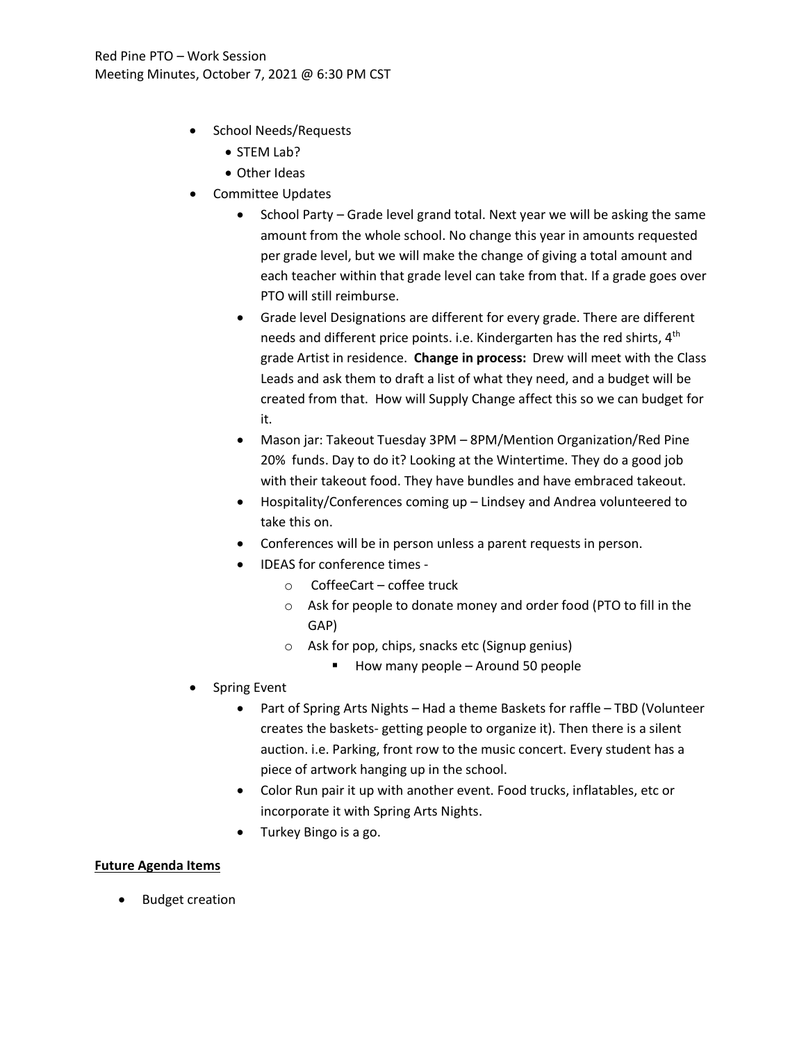Red Pine PTO – Work Session
Meeting Minutes, October 7, 2021 @ 6:30 PM CST

- School Needs/Requests
  - STEM Lab?
  - Other Ideas
- Committee Updates
  - School Party – Grade level grand total. Next year we will be asking the same amount from the whole school. No change this year in amounts requested per grade level, but we will make the change of giving a total amount and each teacher within that grade level can take from that. If a grade goes over PTO will still reimburse.
  - Grade level Designations are different for every grade. There are different needs and different price points. i.e. Kindergarten has the red shirts, 4th grade Artist in residence. **Change in process:** Drew will meet with the Class Leads and ask them to draft a list of what they need, and a budget will be created from that. How will Supply Change affect this so we can budget for it.
  - Mason jar: Takeout Tuesday 3PM – 8PM/Mention Organization/Red Pine 20% funds. Day to do it? Looking at the Wintertime. They do a good job with their takeout food. They have bundles and have embraced takeout.
  - Hospitality/Conferences coming up – Lindsey and Andrea volunteered to take this on.
  - Conferences will be in person unless a parent requests in person.
  - IDEAS for conference times -
    - CoffeeCart – coffee truck
    - Ask for people to donate money and order food (PTO to fill in the GAP)
    - Ask for pop, chips, snacks etc (Signup genius)
      - How many people – Around 50 people
- Spring Event
  - Part of Spring Arts Nights – Had a theme Baskets for raffle – TBD (Volunteer creates the baskets- getting people to organize it). Then there is a silent auction. i.e. Parking, front row to the music concert. Every student has a piece of artwork hanging up in the school.
  - Color Run pair it up with another event. Food trucks, inflatables, etc or incorporate it with Spring Arts Nights.
  - Turkey Bingo is a go.

**Future Agenda Items**

- Budget creation